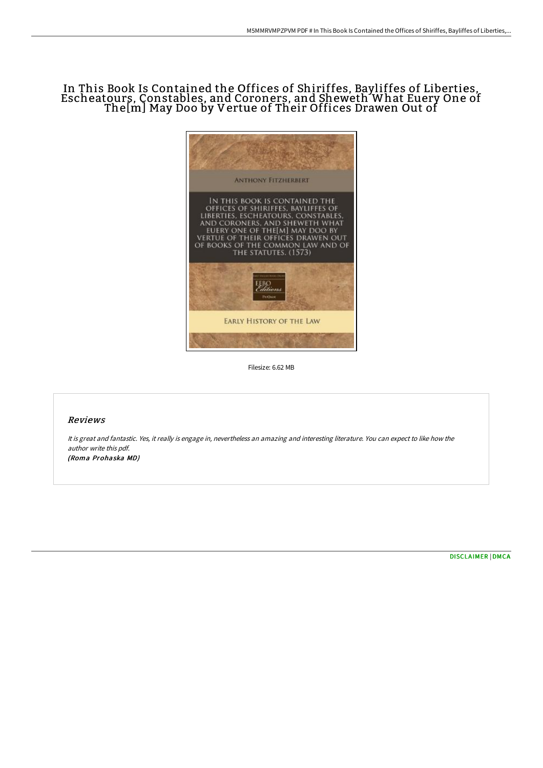# In This Book Is Contained the Offices of Shiriffes, Bayliffes of Liberties, Escheatours, Constables, and Coroners, and Sheweth What Euery One of The[m] May Doo by Vertue of Their Offices Drawen Out of

Filesize: 6.62 MB

## Reviews

*It is great and fantastic. Yes, it really is engage in, nevertheless an amazing and interesting literature. You can expect to like how the author write this pdf.*
***(Roma Prohaska MD)***

[DISCLAIMER](#) | [DMCA](#)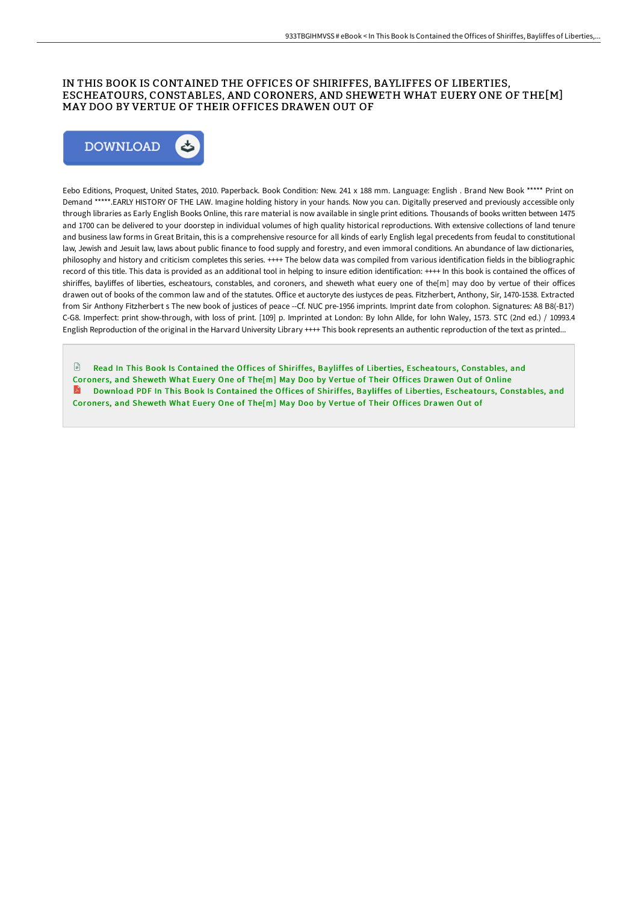# IN THIS BOOK IS CONTAINED THE OFFICES OF SHIRIFFES, BAYLIFFES OF LIBERTIES, ESCHEATOURS, CONSTABLES, AND CORONERS, AND SHEWETH WHAT EUERY ONE OF THE[M] MAY DOO BY VERTUE OF THEIR OFFICES DRAWEN OUT OF

DOWNLOAD

Eebo Editions, Proquest, United States, 2010. Paperback. Book Condition: New. 241 x 188 mm. Language: English . Brand New Book ***** Print on Demand *****.EARLY HISTORY OF THE LAW. Imagine holding history in your hands. Now you can. Digitally preserved and previously accessible only through libraries as Early English Books Online, this rare material is now available in single print editions. Thousands of books written between 1475 and 1700 can be delivered to your doorstep in individual volumes of high quality historical reproductions. With extensive collections of land tenure and business law forms in Great Britain, this is a comprehensive resource for all kinds of early English legal precedents from feudal to constitutional law, Jewish and Jesuit law, laws about public finance to food supply and forestry, and even immoral conditions. An abundance of law dictionaries, philosophy and history and criticism completes this series. ++++ The below data was compiled from various identification fields in the bibliographic record of this title. This data is provided as an additional tool in helping to insure edition identification: ++++ In this book is contained the offices of shiriffes, bayliffes of liberties, escheatours, constables, and coroners, and sheweth what euery one of the[m] may doo by vertue of their offices drawen out of books of the common law and of the statutes. Office et auctoryte des iustyces de peas. Fitzherbert, Anthony, Sir, 1470-1538. Extracted from Sir Anthony Fitzherbert s The new book of justices of peace --Cf. NUC pre-1956 imprints. Imprint date from colophon. Signatures: A8 B8(-B1?) C-G8. Imperfect: print show-through, with loss of print. [109] p. Imprinted at London: By Iohn Allde, for Iohn Waley, 1573. STC (2nd ed.) / 10993.4 English Reproduction of the original in the Harvard University Library ++++ This book represents an authentic reproduction of the text as printed...

Read In This Book Is Contained the Offices of Shiriffes, Bayliffes of Liberties, Escheatours, Constables, and Coroners, and Sheweth What Euery One of The[m] May Doo by Vertue of Their Offices Drawen Out of Online

Download PDF In This Book Is Contained the Offices of Shiriffes, Bayliffes of Liberties, Escheatours, Constables, and Coroners, and Sheweth What Euery One of The[m] May Doo by Vertue of Their Offices Drawen Out of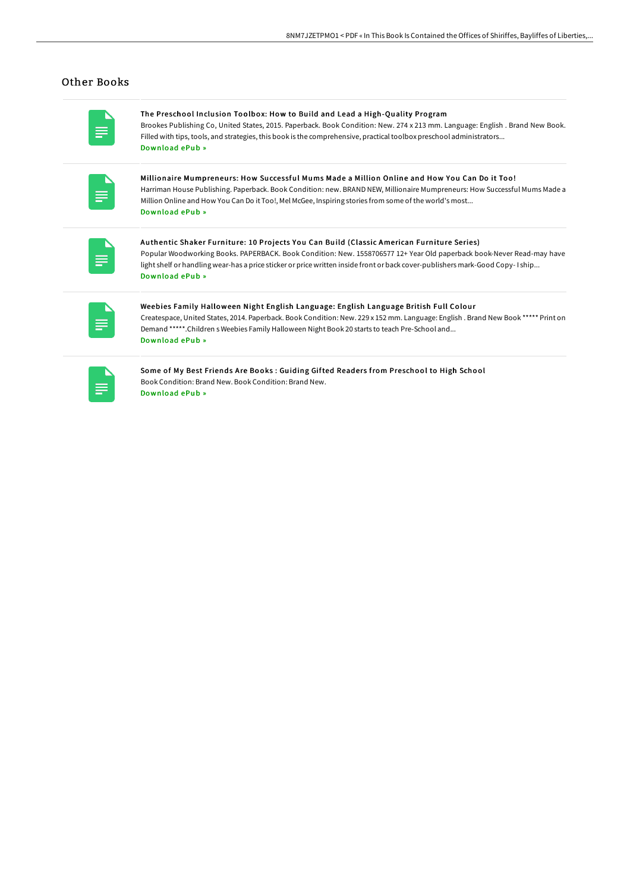## Other Books

**The Preschool Inclusion Toolbox: How to Build and Lead a High-Quality Program**
Brookes Publishing Co, United States, 2015. Paperback. Book Condition: New. 274 x 213 mm. Language: English . Brand New Book. Filled with tips, tools, and strategies, this book is the comprehensive, practical toolbox preschool administrators...
Download ePub »

**Millionaire Mumpreneurs: How Successful Mums Made a Million Online and How You Can Do it Too!**
Harriman House Publishing. Paperback. Book Condition: new. BRAND NEW, Millionaire Mumpreneurs: How Successful Mums Made a Million Online and How You Can Do it Too!, Mel McGee, Inspiring stories from some of the world's most...
Download ePub »

**Authentic Shaker Furniture: 10 Projects You Can Build (Classic American Furniture Series)**
Popular Woodworking Books. PAPERBACK. Book Condition: New. 1558706577 12+ Year Old paperback book-Never Read-may have light shelf or handling wear-has a price sticker or price written inside front or back cover-publishers mark-Good Copy- I ship...
Download ePub »

**Weebies Family Halloween Night English Language: English Language British Full Colour**
Createspace, United States, 2014. Paperback. Book Condition: New. 229 x 152 mm. Language: English . Brand New Book ***** Print on Demand *****.Children s Weebies Family Halloween Night Book 20 starts to teach Pre-School and...
Download ePub »

**Some of My Best Friends Are Books : Guiding Gifted Readers from Preschool to High School**
Book Condition: Brand New. Book Condition: Brand New.
Download ePub »